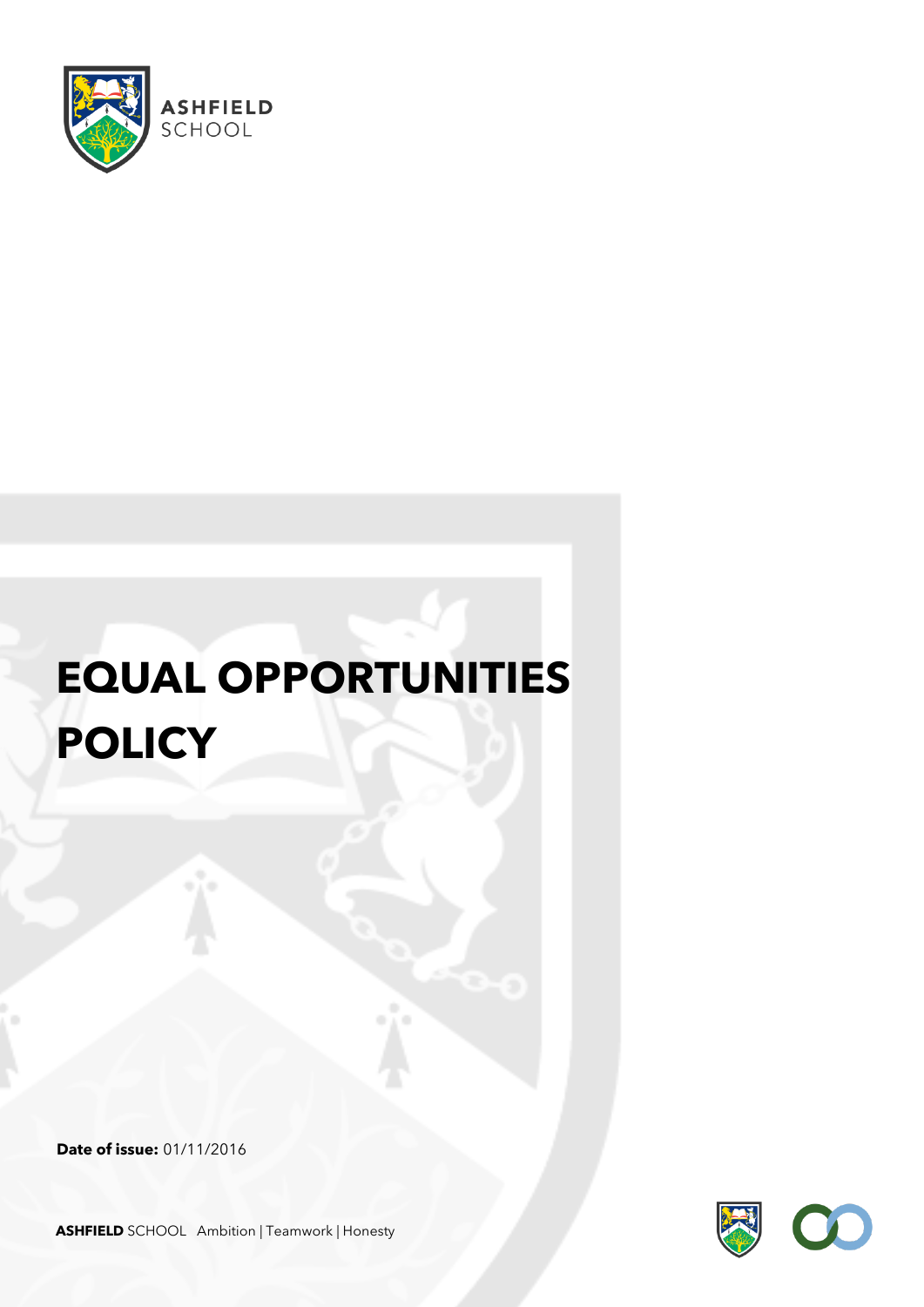ASHFIELD SCHOOL

# EQUAL OPPORTUNITIES POLICY

**Date of issue:** 01/11/2016

**ASHFIELD** SCHOOL Ambition | Teamwork | Honesty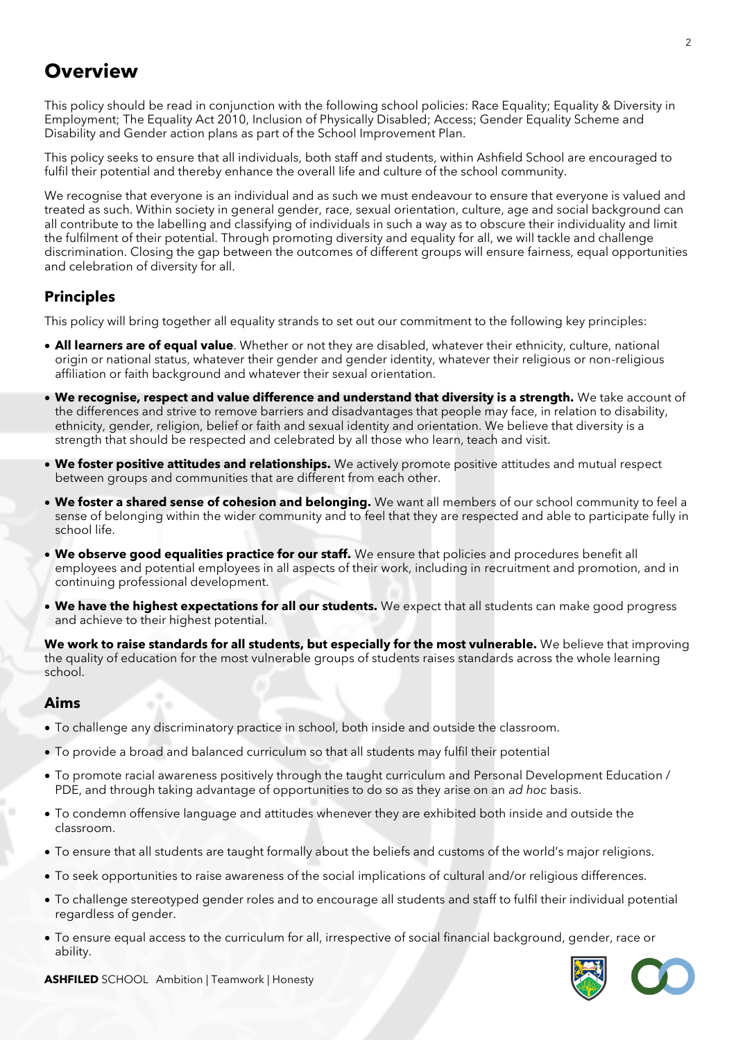# Overview

This policy should be read in conjunction with the following school policies: Race Equality; Equality & Diversity in Employment; The Equality Act 2010, Inclusion of Physically Disabled; Access; Gender Equality Scheme and Disability and Gender action plans as part of the School Improvement Plan.

This policy seeks to ensure that all individuals, both staff and students, within Ashfield School are encouraged to fulfil their potential and thereby enhance the overall life and culture of the school community.

We recognise that everyone is an individual and as such we must endeavour to ensure that everyone is valued and treated as such. Within society in general gender, race, sexual orientation, culture, age and social background can all contribute to the labelling and classifying of individuals in such a way as to obscure their individuality and limit the fulfilment of their potential. Through promoting diversity and equality for all, we will tackle and challenge discrimination. Closing the gap between the outcomes of different groups will ensure fairness, equal opportunities and celebration of diversity for all.

## Principles

This policy will bring together all equality strands to set out our commitment to the following key principles:

- **All learners are of equal value**. Whether or not they are disabled, whatever their ethnicity, culture, national origin or national status, whatever their gender and gender identity, whatever their religious or non-religious affiliation or faith background and whatever their sexual orientation.
- **We recognise, respect and value difference and understand that diversity is a strength.** We take account of the differences and strive to remove barriers and disadvantages that people may face, in relation to disability, ethnicity, gender, religion, belief or faith and sexual identity and orientation. We believe that diversity is a strength that should be respected and celebrated by all those who learn, teach and visit.
- **We foster positive attitudes and relationships.** We actively promote positive attitudes and mutual respect between groups and communities that are different from each other.
- **We foster a shared sense of cohesion and belonging.** We want all members of our school community to feel a sense of belonging within the wider community and to feel that they are respected and able to participate fully in school life.
- **We observe good equalities practice for our staff.** We ensure that policies and procedures benefit all employees and potential employees in all aspects of their work, including in recruitment and promotion, and in continuing professional development.
- **We have the highest expectations for all our students.** We expect that all students can make good progress and achieve to their highest potential.

**We work to raise standards for all students, but especially for the most vulnerable.** We believe that improving the quality of education for the most vulnerable groups of students raises standards across the whole learning school.

## Aims

- To challenge any discriminatory practice in school, both inside and outside the classroom.
- To provide a broad and balanced curriculum so that all students may fulfil their potential
- To promote racial awareness positively through the taught curriculum and Personal Development Education / PDE, and through taking advantage of opportunities to do so as they arise on an *ad hoc* basis.
- To condemn offensive language and attitudes whenever they are exhibited both inside and outside the classroom.
- To ensure that all students are taught formally about the beliefs and customs of the world's major religions.
- To seek opportunities to raise awareness of the social implications of cultural and/or religious differences.
- To challenge stereotyped gender roles and to encourage all students and staff to fulfil their individual potential regardless of gender.
- To ensure equal access to the curriculum for all, irrespective of social financial background, gender, race or ability.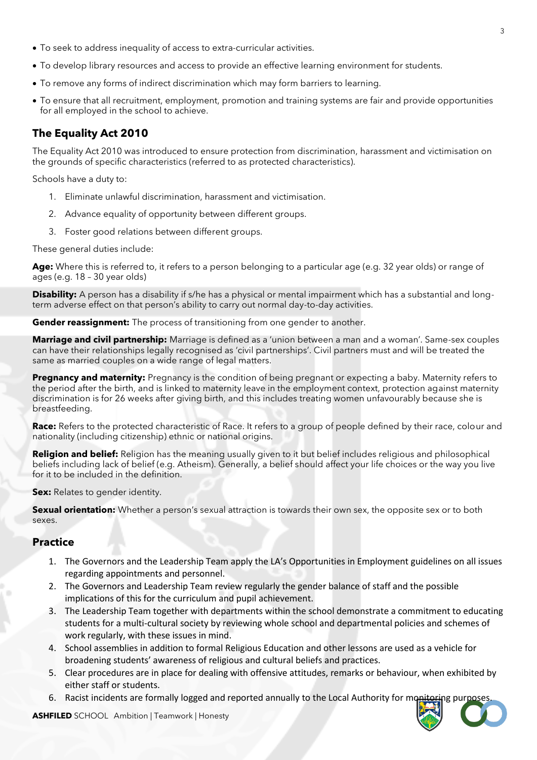- To seek to address inequality of access to extra-curricular activities.
- To develop library resources and access to provide an effective learning environment for students.
- To remove any forms of indirect discrimination which may form barriers to learning.
- To ensure that all recruitment, employment, promotion and training systems are fair and provide opportunities for all employed in the school to achieve.

## The Equality Act 2010

The Equality Act 2010 was introduced to ensure protection from discrimination, harassment and victimisation on the grounds of specific characteristics (referred to as protected characteristics).

Schools have a duty to:

1. Eliminate unlawful discrimination, harassment and victimisation.
2. Advance equality of opportunity between different groups.
3. Foster good relations between different groups.

These general duties include:

**Age:** Where this is referred to, it refers to a person belonging to a particular age (e.g. 32 year olds) or range of ages (e.g. 18 – 30 year olds)

**Disability:** A person has a disability if s/he has a physical or mental impairment which has a substantial and long-term adverse effect on that person's ability to carry out normal day-to-day activities.

**Gender reassignment:** The process of transitioning from one gender to another.

**Marriage and civil partnership:** Marriage is defined as a 'union between a man and a woman'. Same-sex couples can have their relationships legally recognised as 'civil partnerships'. Civil partners must and will be treated the same as married couples on a wide range of legal matters.

**Pregnancy and maternity:** Pregnancy is the condition of being pregnant or expecting a baby. Maternity refers to the period after the birth, and is linked to maternity leave in the employment context, protection against maternity discrimination is for 26 weeks after giving birth, and this includes treating women unfavourably because she is breastfeeding.

**Race:** Refers to the protected characteristic of Race. It refers to a group of people defined by their race, colour and nationality (including citizenship) ethnic or national origins.

**Religion and belief:** Religion has the meaning usually given to it but belief includes religious and philosophical beliefs including lack of belief (e.g. Atheism). Generally, a belief should affect your life choices or the way you live for it to be included in the definition.

**Sex:** Relates to gender identity.

**Sexual orientation:** Whether a person's sexual attraction is towards their own sex, the opposite sex or to both sexes.

## Practice

1. The Governors and the Leadership Team apply the LA's Opportunities in Employment guidelines on all issues regarding appointments and personnel.
2. The Governors and Leadership Team review regularly the gender balance of staff and the possible implications of this for the curriculum and pupil achievement.
3. The Leadership Team together with departments within the school demonstrate a commitment to educating students for a multi-cultural society by reviewing whole school and departmental policies and schemes of work regularly, with these issues in mind.
4. School assemblies in addition to formal Religious Education and other lessons are used as a vehicle for broadening students' awareness of religious and cultural beliefs and practices.
5. Clear procedures are in place for dealing with offensive attitudes, remarks or behaviour, when exhibited by either staff or students.
6. Racist incidents are formally logged and reported annually to the Local Authority for monitoring purposes.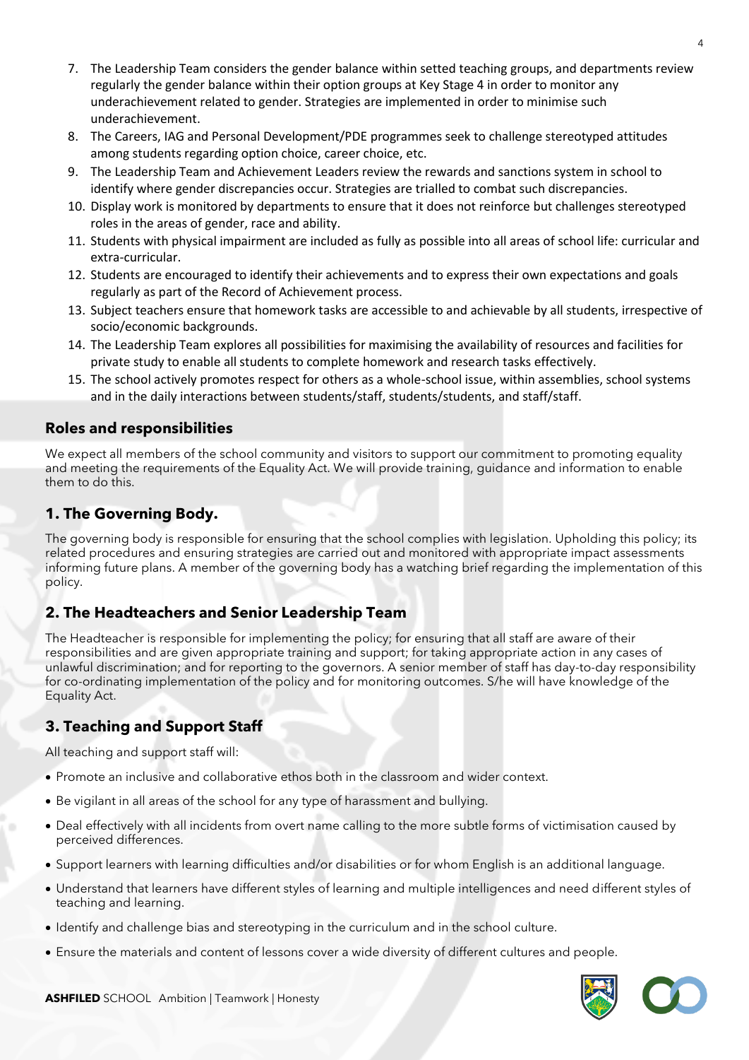7. The Leadership Team considers the gender balance within setted teaching groups, and departments review regularly the gender balance within their option groups at Key Stage 4 in order to monitor any underachievement related to gender. Strategies are implemented in order to minimise such underachievement.
8. The Careers, IAG and Personal Development/PDE programmes seek to challenge stereotyped attitudes among students regarding option choice, career choice, etc.
9. The Leadership Team and Achievement Leaders review the rewards and sanctions system in school to identify where gender discrepancies occur. Strategies are trialled to combat such discrepancies.
10. Display work is monitored by departments to ensure that it does not reinforce but challenges stereotyped roles in the areas of gender, race and ability.
11. Students with physical impairment are included as fully as possible into all areas of school life: curricular and extra-curricular.
12. Students are encouraged to identify their achievements and to express their own expectations and goals regularly as part of the Record of Achievement process.
13. Subject teachers ensure that homework tasks are accessible to and achievable by all students, irrespective of socio/economic backgrounds.
14. The Leadership Team explores all possibilities for maximising the availability of resources and facilities for private study to enable all students to complete homework and research tasks effectively.
15. The school actively promotes respect for others as a whole-school issue, within assemblies, school systems and in the daily interactions between students/staff, students/students, and staff/staff.

## Roles and responsibilities

We expect all members of the school community and visitors to support our commitment to promoting equality and meeting the requirements of the Equality Act. We will provide training, guidance and information to enable them to do this.

## 1. The Governing Body.

The governing body is responsible for ensuring that the school complies with legislation. Upholding this policy; its related procedures and ensuring strategies are carried out and monitored with appropriate impact assessments informing future plans. A member of the governing body has a watching brief regarding the implementation of this policy.

## 2. The Headteachers and Senior Leadership Team

The Headteacher is responsible for implementing the policy; for ensuring that all staff are aware of their responsibilities and are given appropriate training and support; for taking appropriate action in any cases of unlawful discrimination; and for reporting to the governors. A senior member of staff has day-to-day responsibility for co-ordinating implementation of the policy and for monitoring outcomes. S/he will have knowledge of the Equality Act.

## 3. Teaching and Support Staff

All teaching and support staff will:

- Promote an inclusive and collaborative ethos both in the classroom and wider context.
- Be vigilant in all areas of the school for any type of harassment and bullying.
- Deal effectively with all incidents from overt name calling to the more subtle forms of victimisation caused by perceived differences.
- Support learners with learning difficulties and/or disabilities or for whom English is an additional language.
- Understand that learners have different styles of learning and multiple intelligences and need different styles of teaching and learning.
- Identify and challenge bias and stereotyping in the curriculum and in the school culture.
- Ensure the materials and content of lessons cover a wide diversity of different cultures and people.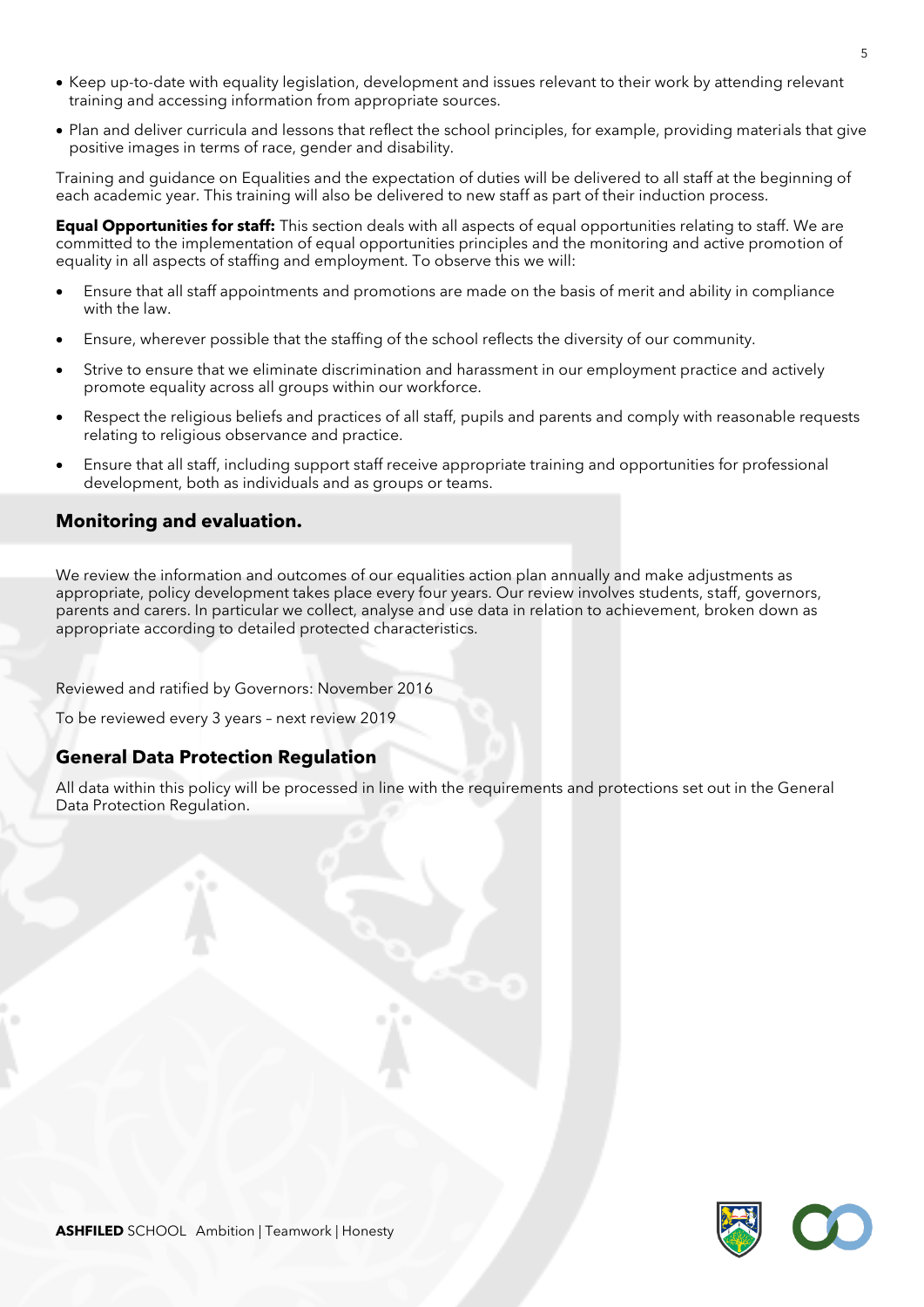- Keep up-to-date with equality legislation, development and issues relevant to their work by attending relevant training and accessing information from appropriate sources.
- Plan and deliver curricula and lessons that reflect the school principles, for example, providing materials that give positive images in terms of race, gender and disability.

Training and guidance on Equalities and the expectation of duties will be delivered to all staff at the beginning of each academic year. This training will also be delivered to new staff as part of their induction process.

**Equal Opportunities for staff:** This section deals with all aspects of equal opportunities relating to staff. We are committed to the implementation of equal opportunities principles and the monitoring and active promotion of equality in all aspects of staffing and employment. To observe this we will:

- Ensure that all staff appointments and promotions are made on the basis of merit and ability in compliance with the law.
- Ensure, wherever possible that the staffing of the school reflects the diversity of our community.
- Strive to ensure that we eliminate discrimination and harassment in our employment practice and actively promote equality across all groups within our workforce.
- Respect the religious beliefs and practices of all staff, pupils and parents and comply with reasonable requests relating to religious observance and practice.
- Ensure that all staff, including support staff receive appropriate training and opportunities for professional development, both as individuals and as groups or teams.

## Monitoring and evaluation.

We review the information and outcomes of our equalities action plan annually and make adjustments as appropriate, policy development takes place every four years. Our review involves students, staff, governors, parents and carers. In particular we collect, analyse and use data in relation to achievement, broken down as appropriate according to detailed protected characteristics.

Reviewed and ratified by Governors: November 2016

To be reviewed every 3 years – next review 2019

## General Data Protection Regulation

All data within this policy will be processed in line with the requirements and protections set out in the General Data Protection Regulation.